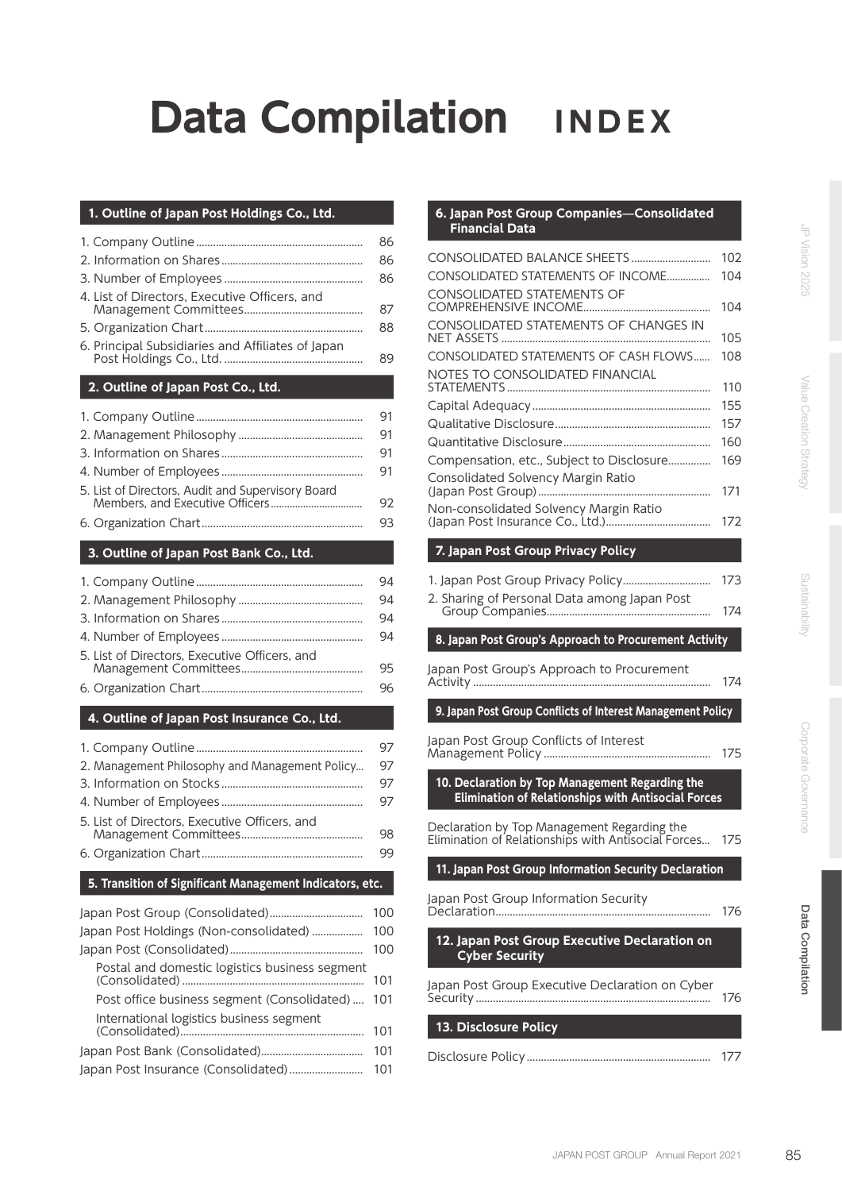# Data Compilation INDEX

## 1. Outline of Japan Post Holdings Co., Ltd.

| | |
|---|---|
| 1. Company Outline | 86 |
| 2. Information on Shares | 86 |
| 3. Number of Employees | 86 |
| 4. List of Directors, Executive Officers, and Management Committees | 87 |
| 5. Organization Chart | 88 |
| 6. Principal Subsidiaries and Affiliates of Japan Post Holdings Co., Ltd. | 89 |

## 2. Outline of Japan Post Co., Ltd.

| | |
|---|---|
| 1. Company Outline | 91 |
| 2. Management Philosophy | 91 |
| 3. Information on Shares | 91 |
| 4. Number of Employees | 91 |
| 5. List of Directors, Audit and Supervisory Board Members, and Executive Officers | 92 |
| 6. Organization Chart | 93 |

## 3. Outline of Japan Post Bank Co., Ltd.

| | |
|---|---|
| 1. Company Outline | 94 |
| 2. Management Philosophy | 94 |
| 3. Information on Shares | 94 |
| 4. Number of Employees | 94 |
| 5. List of Directors, Executive Officers, and Management Committees | 95 |
| 6. Organization Chart | 96 |

## 4. Outline of Japan Post Insurance Co., Ltd.

| | |
|---|---|
| 1. Company Outline | 97 |
| 2. Management Philosophy and Management Policy | 97 |
| 3. Information on Stocks | 97 |
| 4. Number of Employees | 97 |
| 5. List of Directors, Executive Officers, and Management Committees | 98 |
| 6. Organization Chart | 99 |

## 5. Transition of Significant Management Indicators, etc.

| | |
|---|---|
| Japan Post Group (Consolidated) | 100 |
| Japan Post Holdings (Non-consolidated) | 100 |
| Japan Post (Consolidated) | 100 |
| Postal and domestic logistics business segment (Consolidated) | 101 |
| Post office business segment (Consolidated) | 101 |
| International logistics business segment (Consolidated) | 101 |
| Japan Post Bank (Consolidated) | 101 |
| Japan Post Insurance (Consolidated) | 101 |

## 6. Japan Post Group Companies—Consolidated Financial Data

| | |
|---|---|
| CONSOLIDATED BALANCE SHEETS | 102 |
| CONSOLIDATED STATEMENTS OF INCOME | 104 |
| CONSOLIDATED STATEMENTS OF COMPREHENSIVE INCOME | 104 |
| CONSOLIDATED STATEMENTS OF CHANGES IN NET ASSETS | 105 |
| CONSOLIDATED STATEMENTS OF CASH FLOWS | 108 |
| NOTES TO CONSOLIDATED FINANCIAL STATEMENTS | 110 |
| Capital Adequacy | 155 |
| Qualitative Disclosure | 157 |
| Quantitative Disclosure | 160 |
| Compensation, etc., Subject to Disclosure | 169 |
| Consolidated Solvency Margin Ratio (Japan Post Group) | 171 |
| Non-consolidated Solvency Margin Ratio (Japan Post Insurance Co., Ltd.) | 172 |

## 7. Japan Post Group Privacy Policy

| | |
|---|---|
| 1. Japan Post Group Privacy Policy | 173 |
| 2. Sharing of Personal Data among Japan Post Group Companies | 174 |

## 8. Japan Post Group's Approach to Procurement Activity

| | |
|---|---|
| Japan Post Group's Approach to Procurement Activity | 174 |

## 9. Japan Post Group Conflicts of Interest Management Policy

| | |
|---|---|
| Japan Post Group Conflicts of Interest Management Policy | 175 |

## 10. Declaration by Top Management Regarding the Elimination of Relationships with Antisocial Forces

| | |
|---|---|
| Declaration by Top Management Regarding the Elimination of Relationships with Antisocial Forces | 175 |

## 11. Japan Post Group Information Security Declaration

| | |
|---|---|
| Japan Post Group Information Security Declaration | 176 |

## 12. Japan Post Group Executive Declaration on Cyber Security

| | |
|---|---|
| Japan Post Group Executive Declaration on Cyber Security | 176 |

## 13. Disclosure Policy

| | |
|---|---|
| Disclosure Policy | 177 |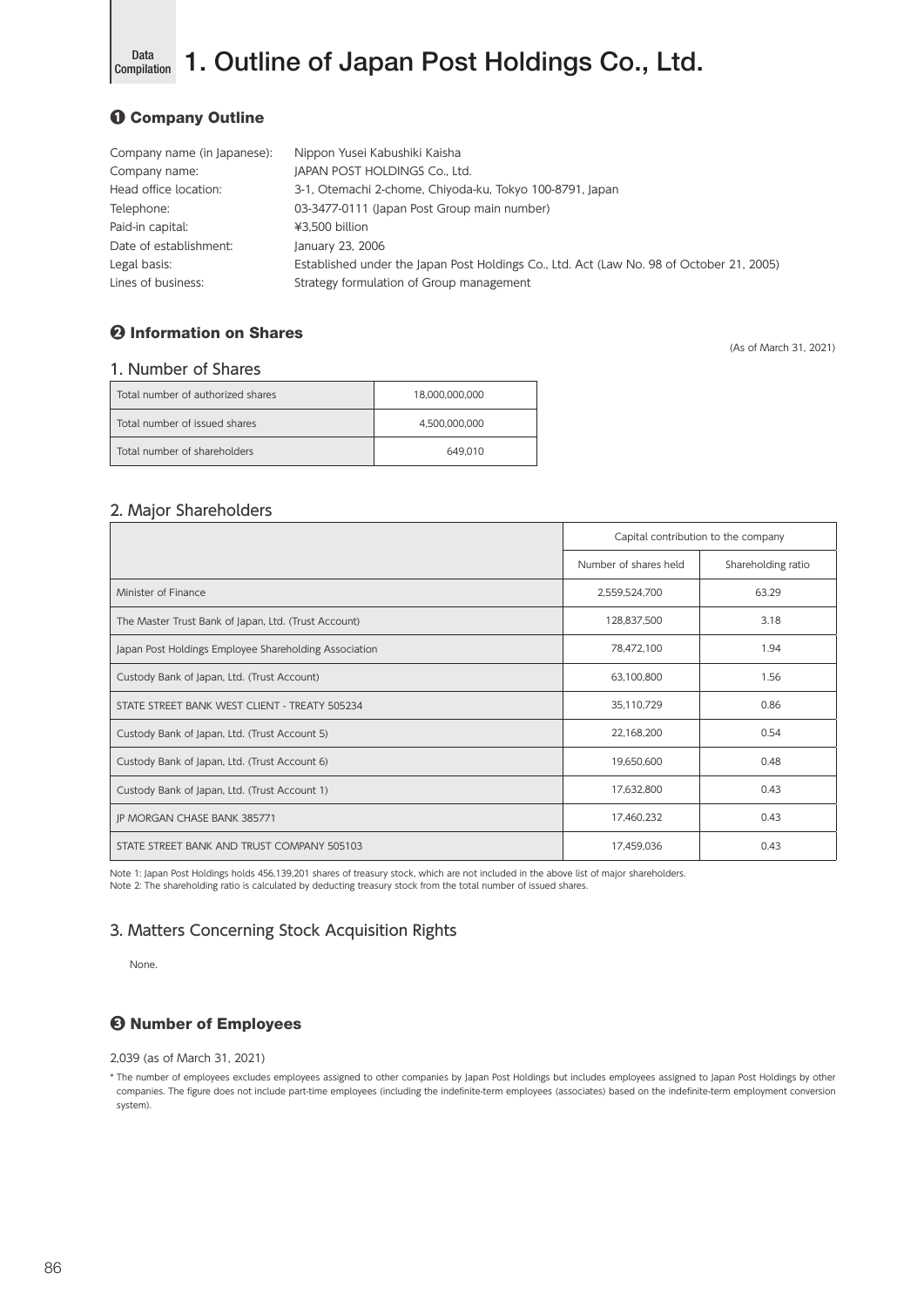# Data Compilation 1. Outline of Japan Post Holdings Co., Ltd.

## ❶ Company Outline

| | |
|---|---|
| Company name (in Japanese): | Nippon Yusei Kabushiki Kaisha |
| Company name: | JAPAN POST HOLDINGS Co., Ltd. |
| Head office location: | 3-1, Otemachi 2-chome, Chiyoda-ku, Tokyo 100-8791, Japan |
| Telephone: | 03-3477-0111 (Japan Post Group main number) |
| Paid-in capital: | ¥3,500 billion |
| Date of establishment: | January 23, 2006 |
| Legal basis: | Established under the Japan Post Holdings Co., Ltd. Act (Law No. 98 of October 21, 2005) |
| Lines of business: | Strategy formulation of Group management |

## ❷ Information on Shares

(As of March 31, 2021)

### 1. Number of Shares

| | |
|---|---|
| Total number of authorized shares | 18,000,000,000 |
| Total number of issued shares | 4,500,000,000 |
| Total number of shareholders | 649,010 |

### 2. Major Shareholders

| | Capital contribution to the company | |
|---|---|---|
| | Number of shares held | Shareholding ratio |
| Minister of Finance | 2,559,524,700 | 63.29 |
| The Master Trust Bank of Japan, Ltd. (Trust Account) | 128,837,500 | 3.18 |
| Japan Post Holdings Employee Shareholding Association | 78,472,100 | 1.94 |
| Custody Bank of Japan, Ltd. (Trust Account) | 63,100,800 | 1.56 |
| STATE STREET BANK WEST CLIENT - TREATY 505234 | 35,110,729 | 0.86 |
| Custody Bank of Japan, Ltd. (Trust Account 5) | 22,168,200 | 0.54 |
| Custody Bank of Japan, Ltd. (Trust Account 6) | 19,650,600 | 0.48 |
| Custody Bank of Japan, Ltd. (Trust Account 1) | 17,632,800 | 0.43 |
| JP MORGAN CHASE BANK 385771 | 17,460,232 | 0.43 |
| STATE STREET BANK AND TRUST COMPANY 505103 | 17,459,036 | 0.43 |

Note 1: Japan Post Holdings holds 456,139,201 shares of treasury stock, which are not included in the above list of major shareholders.
Note 2: The shareholding ratio is calculated by deducting treasury stock from the total number of issued shares.

### 3. Matters Concerning Stock Acquisition Rights

None.

## ❸ Number of Employees

2,039 (as of March 31, 2021)

* The number of employees excludes employees assigned to other companies by Japan Post Holdings but includes employees assigned to Japan Post Holdings by other companies. The figure does not include part-time employees (including the indefinite-term employees (associates) based on the indefinite-term employment conversion system).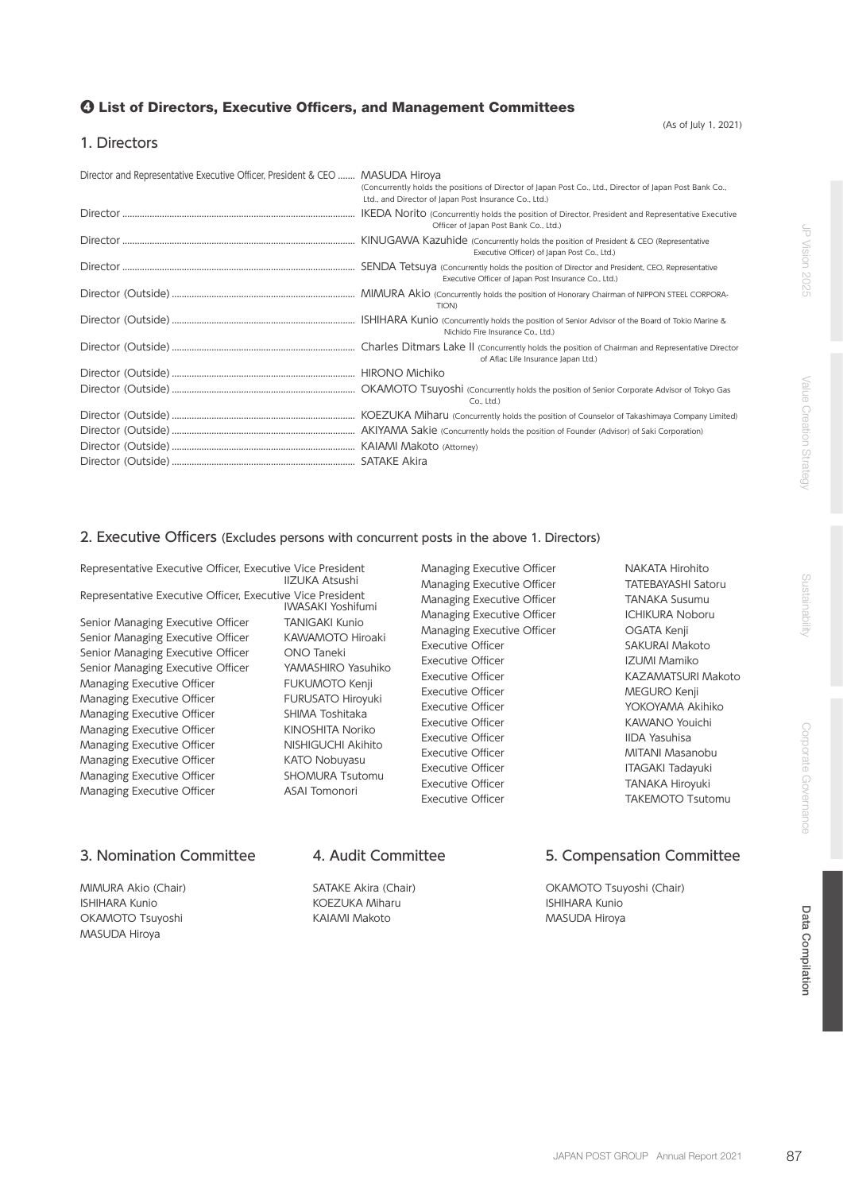## ❹ List of Directors, Executive Officers, and Management Committees

(As of July 1, 2021)

### 1. Directors

Director and Representative Executive Officer, President & CEO ....... MASUDA Hiroya (Concurrently holds the positions of Director of Japan Post Co., Ltd., Director of Japan Post Bank Co., Ltd., and Director of Japan Post Insurance Co., Ltd.)

Director .......... IKEDA Norito (Concurrently holds the position of Director, President and Representative Executive Officer of Japan Post Bank Co., Ltd.)

Director .......... KINUGAWA Kazuhide (Concurrently holds the position of President & CEO (Representative Executive Officer) of Japan Post Co., Ltd.)

Director .......... SENDA Tetsuya (Concurrently holds the position of Director and President, CEO, Representative Executive Officer of Japan Post Insurance Co., Ltd.)

Director (Outside) .......... MIMURA Akio (Concurrently holds the position of Honorary Chairman of NIPPON STEEL CORPORATION)

Director (Outside) .......... ISHIHARA Kunio (Concurrently holds the position of Senior Advisor of the Board of Tokio Marine & Nichido Fire Insurance Co., Ltd.)

Director (Outside) .......... Charles Ditmars Lake II (Concurrently holds the position of Chairman and Representative Director of Aflac Life Insurance Japan Ltd.)

Director (Outside) .......... HIRONO Michiko

Director (Outside) .......... OKAMOTO Tsuyoshi (Concurrently holds the position of Senior Corporate Advisor of Tokyo Gas Co., Ltd.)

Director (Outside) .......... KOEZUKA Miharu (Concurrently holds the position of Counselor of Takashimaya Company Limited)

Director (Outside) .......... AKIYAMA Sakie (Concurrently holds the position of Founder (Advisor) of Saki Corporation)

Director (Outside) .......... KAIAMI Makoto (Attorney)

Director (Outside) .......... SATAKE Akira

### 2. Executive Officers (Excludes persons with concurrent posts in the above 1. Directors)

| Position | Name |
|---|---|
| Representative Executive Officer, Executive Vice President | IIZUKA Atsushi |
| Representative Executive Officer, Executive Vice President | IWASAKI Yoshifumi |
| Senior Managing Executive Officer | TANIGAKI Kunio |
| Senior Managing Executive Officer | KAWAMOTO Hiroaki |
| Senior Managing Executive Officer | ONO Taneki |
| Senior Managing Executive Officer | YAMASHIRO Yasuhiko |
| Managing Executive Officer | FUKUMOTO Kenji |
| Managing Executive Officer | FURUSATO Hiroyuki |
| Managing Executive Officer | SHIMA Toshitaka |
| Managing Executive Officer | KINOSHITA Noriko |
| Managing Executive Officer | NISHIGUCHI Akihito |
| Managing Executive Officer | KATO Nobuyasu |
| Managing Executive Officer | SHOMURA Tsutomu |
| Managing Executive Officer | ASAI Tomonori |
| Managing Executive Officer | NAKATA Hirohito |
| Managing Executive Officer | TATEBAYASHI Satoru |
| Managing Executive Officer | TANAKA Susumu |
| Managing Executive Officer | ICHIKURA Noboru |
| Managing Executive Officer | OGATA Kenji |
| Executive Officer | SAKURAI Makoto |
| Executive Officer | IZUMI Mamiko |
| Executive Officer | KAZAMATSURI Makoto |
| Executive Officer | MEGURO Kenji |
| Executive Officer | YOKOYAMA Akihiko |
| Executive Officer | KAWANO Youichi |
| Executive Officer | IIDA Yasuhisa |
| Executive Officer | MITANI Masanobu |
| Executive Officer | ITAGAKI Tadayuki |
| Executive Officer | TANAKA Hiroyuki |
| Executive Officer | TAKEMOTO Tsutomu |

### 3. Nomination Committee

MIMURA Akio (Chair)
ISHIHARA Kunio
OKAMOTO Tsuyoshi
MASUDA Hiroya

### 4. Audit Committee

SATAKE Akira (Chair)
KOEZUKA Miharu
KAIAMI Makoto

### 5. Compensation Committee

OKAMOTO Tsuyoshi (Chair)
ISHIHARA Kunio
MASUDA Hiroya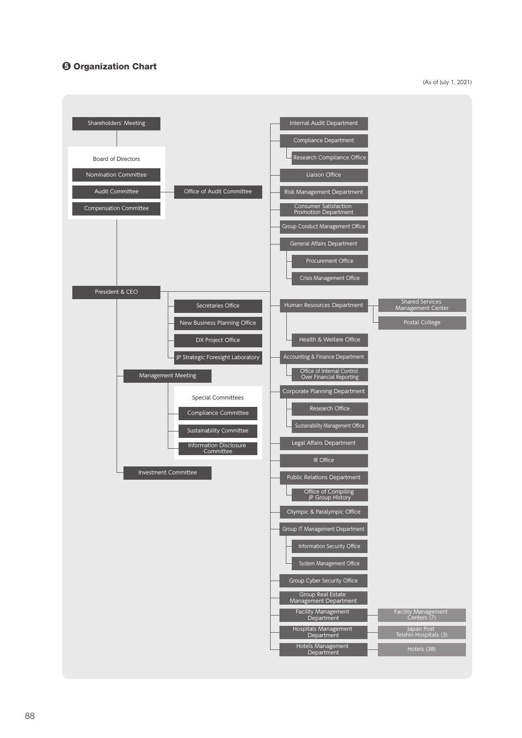## ❺ Organization Chart

(As of July 1, 2021)

- Shareholders' Meeting
  - Board of Directors
    - Nomination Committee
    - Audit Committee
      - Office of Audit Committee
    - Compensation Committee
  - President & CEO
    - Secretaries Office
    - New Business Planning Office
    - DX Project Office
    - JP Strategic Foresight Laboratory
    - Management Meeting
      - Special Committees
        - Compliance Committee
        - Sustainability Committee
        - Information Disclosure Committee
    - Investment Committee
    - Internal Audit Department
    - Compliance Department
      - Research Compliance Office
    - Liaison Office
    - Risk Management Department
    - Consumer Satisfaction Promotion Department
    - Group Conduct Management Office
    - General Affairs Department
      - Procurement Office
      - Crisis Management Office
    - Human Resources Department
      - Shared Services Management Center
      - Postal College
      - Health & Welfare Office
    - Accounting & Finance Department
      - Office of Internal Control Over Financial Reporting
    - Corporate Planning Department
      - Research Office
      - Sustainability Management Office
    - Legal Affairs Department
    - IR Office
    - Public Relations Department
      - Office of Compiling JP Group History
    - Olympic & Paralympic Office
    - Group IT Management Department
      - Information Security Office
      - System Management Office
    - Group Cyber Security Office
    - Group Real Estate Management Department
    - Facility Management Department
      - Facility Management Centers (7)
    - Hospitals Management Department
      - Japan Post Teishin Hospitals (3)
    - Hotels Management Department
      - Hotels (38)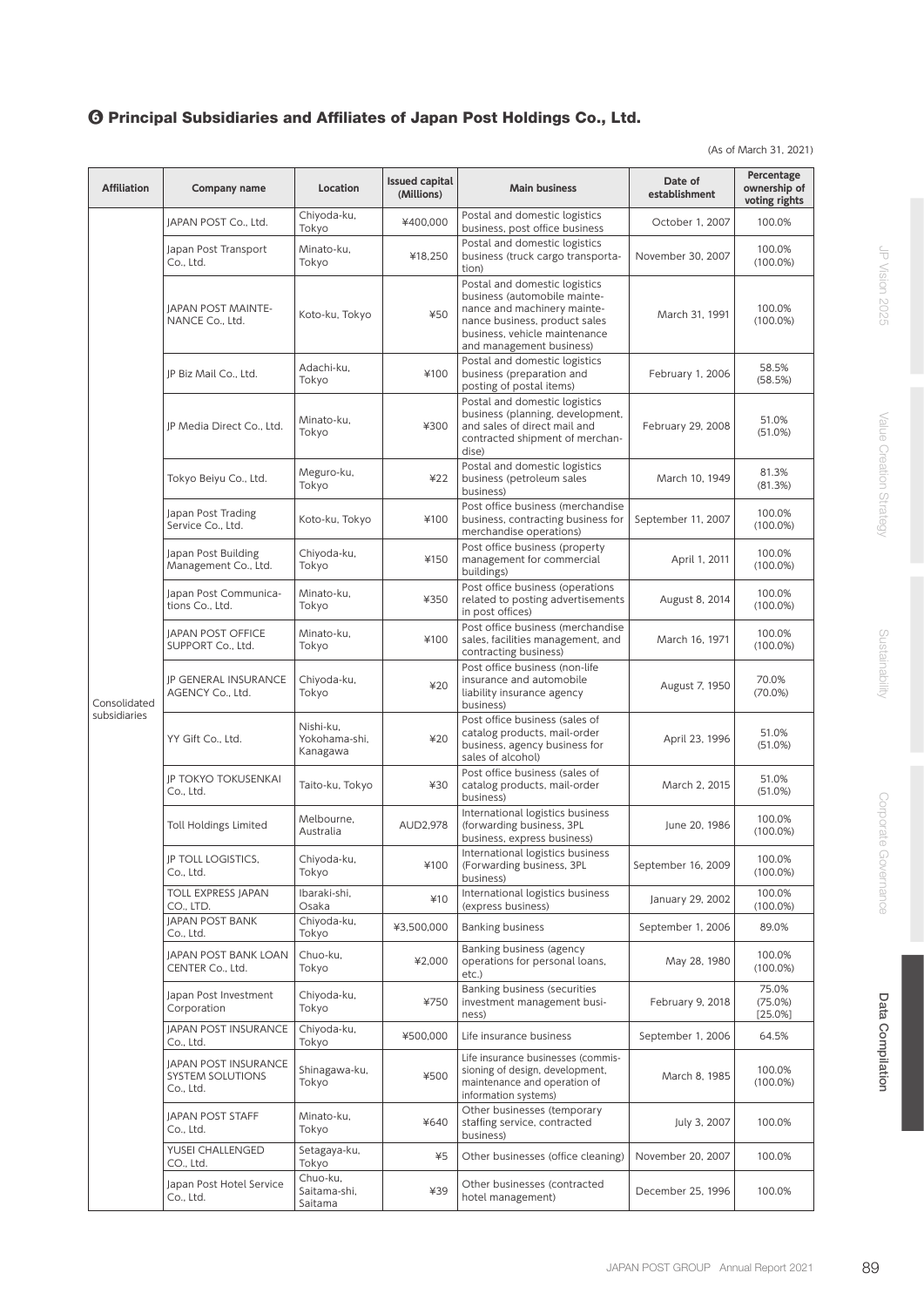## ❻ Principal Subsidiaries and Affiliates of Japan Post Holdings Co., Ltd.

(As of March 31, 2021)

| Affiliation | Company name | Location | Issued capital (Millions) | Main business | Date of establishment | Percentage ownership of voting rights |
|---|---|---|---|---|---|---|
| Consolidated subsidiaries | JAPAN POST Co., Ltd. | Chiyoda-ku, Tokyo | ¥400,000 | Postal and domestic logistics business, post office business | October 1, 2007 | 100.0% |
| | Japan Post Transport Co., Ltd. | Minato-ku, Tokyo | ¥18,250 | Postal and domestic logistics business (truck cargo transportation) | November 30, 2007 | 100.0% (100.0%) |
| | JAPAN POST MAINTENANCE Co., Ltd. | Koto-ku, Tokyo | ¥50 | Postal and domestic logistics business (automobile maintenance and machinery maintenance business, product sales business, vehicle maintenance and management business) | March 31, 1991 | 100.0% (100.0%) |
| | JP Biz Mail Co., Ltd. | Adachi-ku, Tokyo | ¥100 | Postal and domestic logistics business (preparation and posting of postal items) | February 1, 2006 | 58.5% (58.5%) |
| | JP Media Direct Co., Ltd. | Minato-ku, Tokyo | ¥300 | Postal and domestic logistics business (planning, development, and sales of direct mail and contracted shipment of merchandise) | February 29, 2008 | 51.0% (51.0%) |
| | Tokyo Beiyu Co., Ltd. | Meguro-ku, Tokyo | ¥22 | Postal and domestic logistics business (petroleum sales business) | March 10, 1949 | 81.3% (81.3%) |
| | Japan Post Trading Service Co., Ltd. | Koto-ku, Tokyo | ¥100 | Post office business (merchandise business, contracting business for merchandise operations) | September 11, 2007 | 100.0% (100.0%) |
| | Japan Post Building Management Co., Ltd. | Chiyoda-ku, Tokyo | ¥150 | Post office business (property management for commercial buildings) | April 1, 2011 | 100.0% (100.0%) |
| | Japan Post Communications Co., Ltd. | Minato-ku, Tokyo | ¥350 | Post office business (operations related to posting advertisements in post offices) | August 8, 2014 | 100.0% (100.0%) |
| | JAPAN POST OFFICE SUPPORT Co., Ltd. | Minato-ku, Tokyo | ¥100 | Post office business (merchandise sales, facilities management, and contracting business) | March 16, 1971 | 100.0% (100.0%) |
| | JP GENERAL INSURANCE AGENCY Co., Ltd. | Chiyoda-ku, Tokyo | ¥20 | Post office business (non-life insurance and automobile liability insurance agency business) | August 7, 1950 | 70.0% (70.0%) |
| | YY Gift Co., Ltd. | Nishi-ku, Yokohama-shi, Kanagawa | ¥20 | Post office business (sales of catalog products, mail-order business, agency business for sales of alcohol) | April 23, 1996 | 51.0% (51.0%) |
| | JP TOKYO TOKUSENKAI Co., Ltd. | Taito-ku, Tokyo | ¥30 | Post office business (sales of catalog products, mail-order business) | March 2, 2015 | 51.0% (51.0%) |
| | Toll Holdings Limited | Melbourne, Australia | AUD2,978 | International logistics business (forwarding business, 3PL business, express business) | June 20, 1986 | 100.0% (100.0%) |
| | JP TOLL LOGISTICS, Co., Ltd. | Chiyoda-ku, Tokyo | ¥100 | International logistics business (Forwarding business, 3PL business) | September 16, 2009 | 100.0% (100.0%) |
| | TOLL EXPRESS JAPAN CO., LTD. | Ibaraki-shi, Osaka | ¥10 | International logistics business (express business) | January 29, 2002 | 100.0% (100.0%) |
| | JAPAN POST BANK Co., Ltd. | Chiyoda-ku, Tokyo | ¥3,500,000 | Banking business | September 1, 2006 | 89.0% |
| | JAPAN POST BANK LOAN CENTER Co., Ltd. | Chuo-ku, Tokyo | ¥2,000 | Banking business (agency operations for personal loans, etc.) | May 28, 1980 | 100.0% (100.0%) |
| | Japan Post Investment Corporation | Chiyoda-ku, Tokyo | ¥750 | Banking business (securities investment management business) | February 9, 2018 | 75.0% (75.0%) [25.0%] |
| | JAPAN POST INSURANCE Co., Ltd. | Chiyoda-ku, Tokyo | ¥500,000 | Life insurance business | September 1, 2006 | 64.5% |
| | JAPAN POST INSURANCE SYSTEM SOLUTIONS Co., Ltd. | Shinagawa-ku, Tokyo | ¥500 | Life insurance businesses (commissioning of design, development, maintenance and operation of information systems) | March 8, 1985 | 100.0% (100.0%) |
| | JAPAN POST STAFF Co., Ltd. | Minato-ku, Tokyo | ¥640 | Other businesses (temporary staffing service, contracted business) | July 3, 2007 | 100.0% |
| | YUSEI CHALLENGED CO., Ltd. | Setagaya-ku, Tokyo | ¥5 | Other businesses (office cleaning) | November 20, 2007 | 100.0% |
| | Japan Post Hotel Service Co., Ltd. | Chuo-ku, Saitama-shi, Saitama | ¥39 | Other businesses (contracted hotel management) | December 25, 1996 | 100.0% |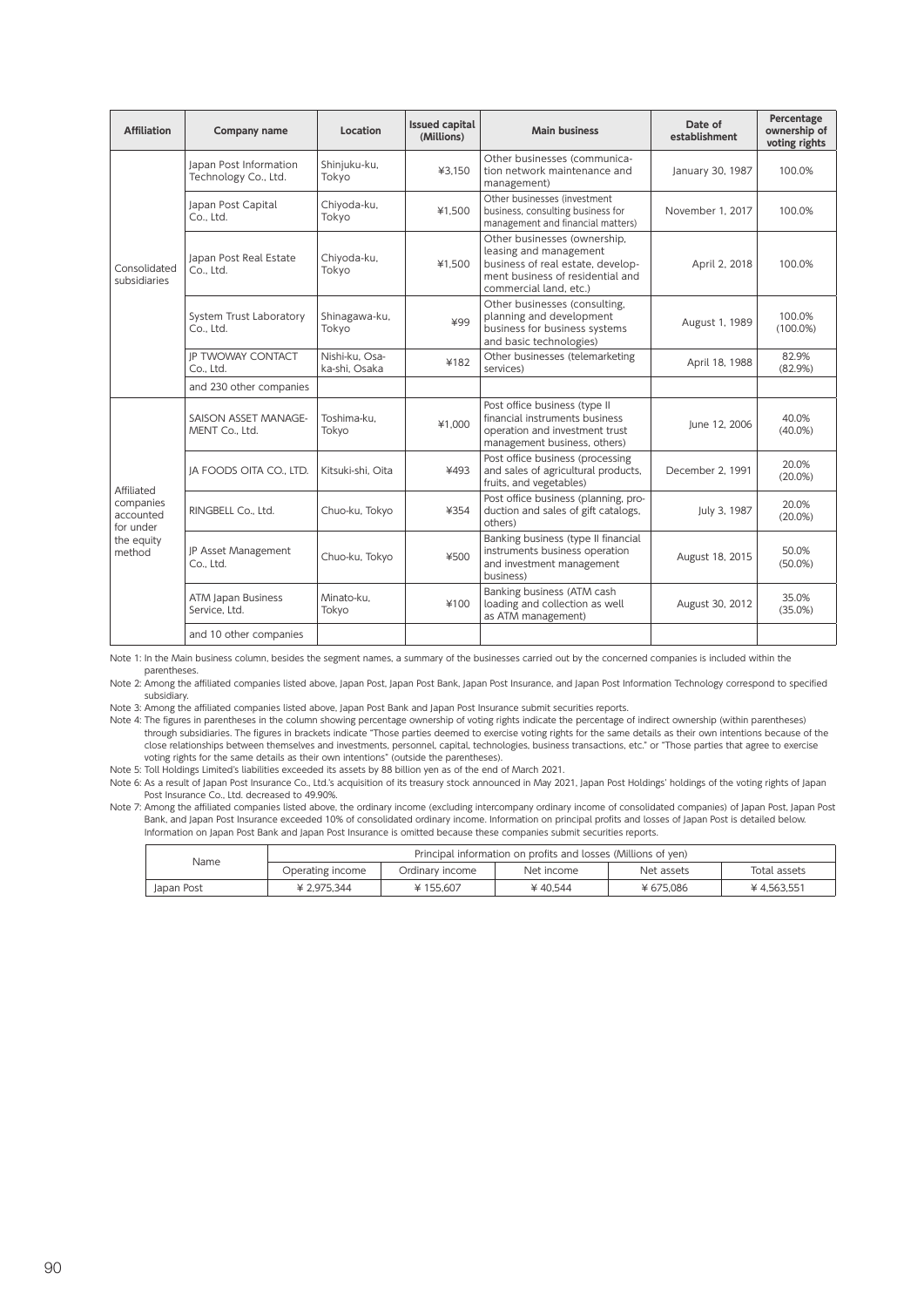| Affiliation | Company name | Location | Issued capital (Millions) | Main business | Date of establishment | Percentage ownership of voting rights |
|---|---|---|---|---|---|---|
| Consolidated subsidiaries | Japan Post Information Technology Co., Ltd. | Shinjuku-ku, Tokyo | ¥3,150 | Other businesses (communication network maintenance and management) | January 30, 1987 | 100.0% |
| | Japan Post Capital Co., Ltd. | Chiyoda-ku, Tokyo | ¥1,500 | Other businesses (investment business, consulting business for management and financial matters) | November 1, 2017 | 100.0% |
| | Japan Post Real Estate Co., Ltd. | Chiyoda-ku, Tokyo | ¥1,500 | Other businesses (ownership, leasing and management business of real estate, development business of residential and commercial land, etc.) | April 2, 2018 | 100.0% |
| | System Trust Laboratory Co., Ltd. | Shinagawa-ku, Tokyo | ¥99 | Other businesses (consulting, planning and development business for business systems and basic technologies) | August 1, 1989 | 100.0% (100.0%) |
| | JP TWOWAY CONTACT Co., Ltd. | Nishi-ku, Osaka-shi, Osaka | ¥182 | Other businesses (telemarketing services) | April 18, 1988 | 82.9% (82.9%) |
| | and 230 other companies | | | | | |
| Affiliated companies accounted for under the equity method | SAISON ASSET MANAGEMENT Co., Ltd. | Toshima-ku, Tokyo | ¥1,000 | Post office business (type II financial instruments business operation and investment trust management business, others) | June 12, 2006 | 40.0% (40.0%) |
| | JA FOODS OITA CO., LTD. | Kitsuki-shi, Oita | ¥493 | Post office business (processing and sales of agricultural products, fruits, and vegetables) | December 2, 1991 | 20.0% (20.0%) |
| | RINGBELL Co., Ltd. | Chuo-ku, Tokyo | ¥354 | Post office business (planning, production and sales of gift catalogs, others) | July 3, 1987 | 20.0% (20.0%) |
| | JP Asset Management Co., Ltd. | Chuo-ku, Tokyo | ¥500 | Banking business (type II financial instruments business operation and investment management business) | August 18, 2015 | 50.0% (50.0%) |
| | ATM Japan Business Service, Ltd. | Minato-ku, Tokyo | ¥100 | Banking business (ATM cash loading and collection as well as ATM management) | August 30, 2012 | 35.0% (35.0%) |
| | and 10 other companies | | | | | |

Note 1: In the Main business column, besides the segment names, a summary of the businesses carried out by the concerned companies is included within the parentheses.

Note 2: Among the affiliated companies listed above, Japan Post, Japan Post Bank, Japan Post Insurance, and Japan Post Information Technology correspond to specified subsidiary.

Note 3: Among the affiliated companies listed above, Japan Post Bank and Japan Post Insurance submit securities reports.

Note 4: The figures in parentheses in the column showing percentage ownership of voting rights indicate the percentage of indirect ownership (within parentheses) through subsidiaries. The figures in brackets indicate "Those parties deemed to exercise voting rights for the same details as their own intentions because of the close relationships between themselves and investments, personnel, capital, technologies, business transactions, etc." or "Those parties that agree to exercise voting rights for the same details as their own intentions" (outside the parentheses).

Note 5: Toll Holdings Limited's liabilities exceeded its assets by 88 billion yen as of the end of March 2021.

Note 6: As a result of Japan Post Insurance Co., Ltd.'s acquisition of its treasury stock announced in May 2021, Japan Post Holdings' holdings of the voting rights of Japan Post Insurance Co., Ltd. decreased to 49.90%.

Note 7: Among the affiliated companies listed above, the ordinary income (excluding intercompany ordinary income of consolidated companies) of Japan Post, Japan Post Bank, and Japan Post Insurance exceeded 10% of consolidated ordinary income. Information on principal profits and losses of Japan Post is detailed below. Information on Japan Post Bank and Japan Post Insurance is omitted because these companies submit securities reports.

| Name | Principal information on profits and losses (Millions of yen) | | | | |
|---|---|---|---|---|---|
| | Operating income | Ordinary income | Net income | Net assets | Total assets |
| Japan Post | ¥ 2,975,344 | ¥ 155,607 | ¥ 40,544 | ¥ 675,086 | ¥ 4,563,551 |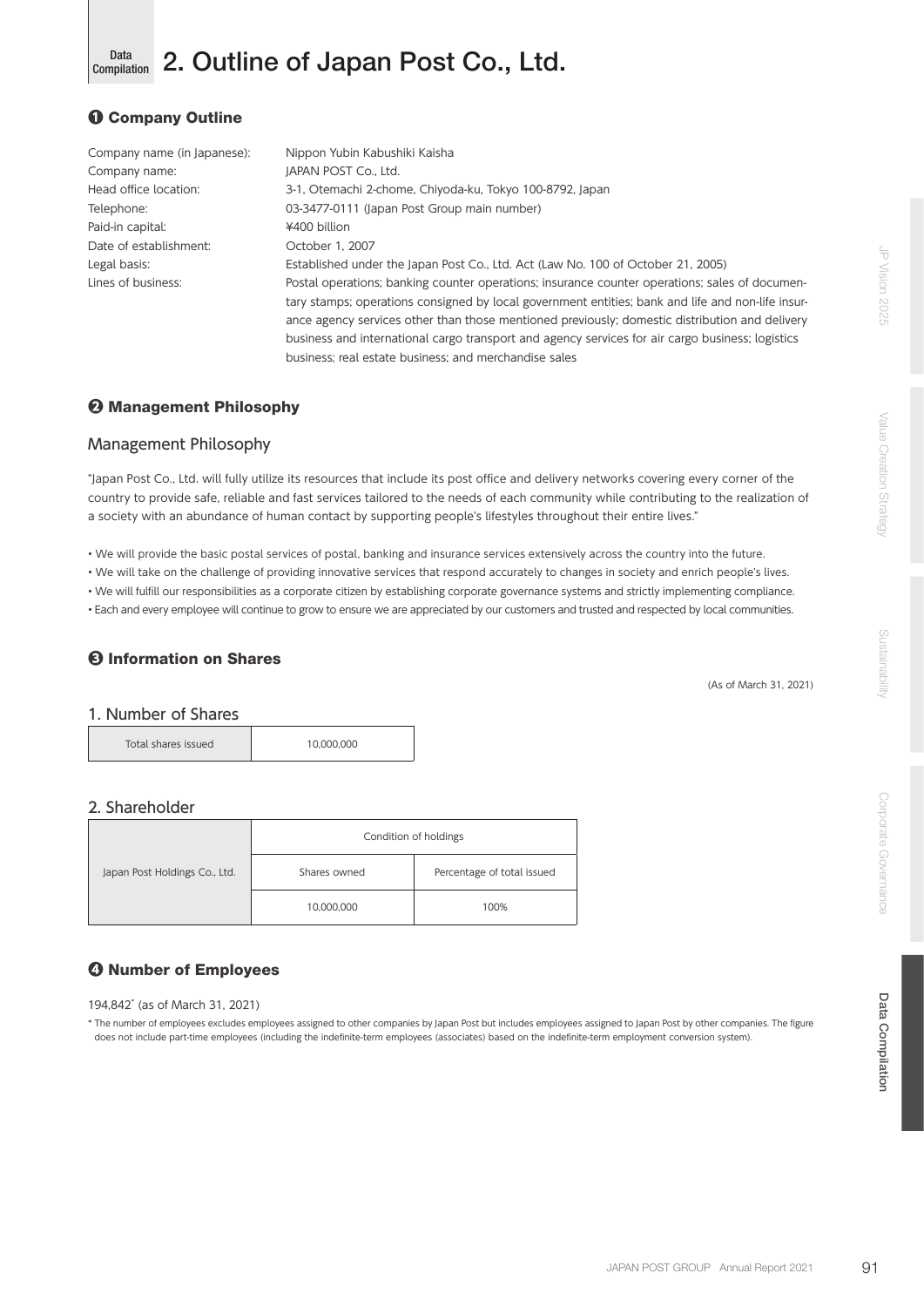Data Compilation

# 2. Outline of Japan Post Co., Ltd.

## ❶ Company Outline

| | |
|---|---|
| Company name (in Japanese): | Nippon Yubin Kabushiki Kaisha |
| Company name: | JAPAN POST Co., Ltd. |
| Head office location: | 3-1, Otemachi 2-chome, Chiyoda-ku, Tokyo 100-8792, Japan |
| Telephone: | 03-3477-0111 (Japan Post Group main number) |
| Paid-in capital: | ¥400 billion |
| Date of establishment: | October 1, 2007 |
| Legal basis: | Established under the Japan Post Co., Ltd. Act (Law No. 100 of October 21, 2005) |
| Lines of business: | Postal operations; banking counter operations; insurance counter operations; sales of documentary stamps; operations consigned by local government entities; bank and life and non-life insurance agency services other than those mentioned previously; domestic distribution and delivery business and international cargo transport and agency services for air cargo business; logistics business; real estate business; and merchandise sales |

## ❷ Management Philosophy

### Management Philosophy

"Japan Post Co., Ltd. will fully utilize its resources that include its post office and delivery networks covering every corner of the country to provide safe, reliable and fast services tailored to the needs of each community while contributing to the realization of a society with an abundance of human contact by supporting people's lifestyles throughout their entire lives."

- We will provide the basic postal services of postal, banking and insurance services extensively across the country into the future.
- We will take on the challenge of providing innovative services that respond accurately to changes in society and enrich people's lives.
- We will fulfill our responsibilities as a corporate citizen by establishing corporate governance systems and strictly implementing compliance.
- Each and every employee will continue to grow to ensure we are appreciated by our customers and trusted and respected by local communities.

## ❸ Information on Shares

(As of March 31, 2021)

### 1. Number of Shares

| Total shares issued | 10,000,000 |
|---|---|

### 2. Shareholder

| | Condition of holdings | |
|---|---|---|
| | Shares owned | Percentage of total issued |
| Japan Post Holdings Co., Ltd. | 10,000,000 | 100% |

## ❹ Number of Employees

194,842* (as of March 31, 2021)

\* The number of employees excludes employees assigned to other companies by Japan Post but includes employees assigned to Japan Post by other companies. The figure does not include part-time employees (including the indefinite-term employees (associates) based on the indefinite-term employment conversion system).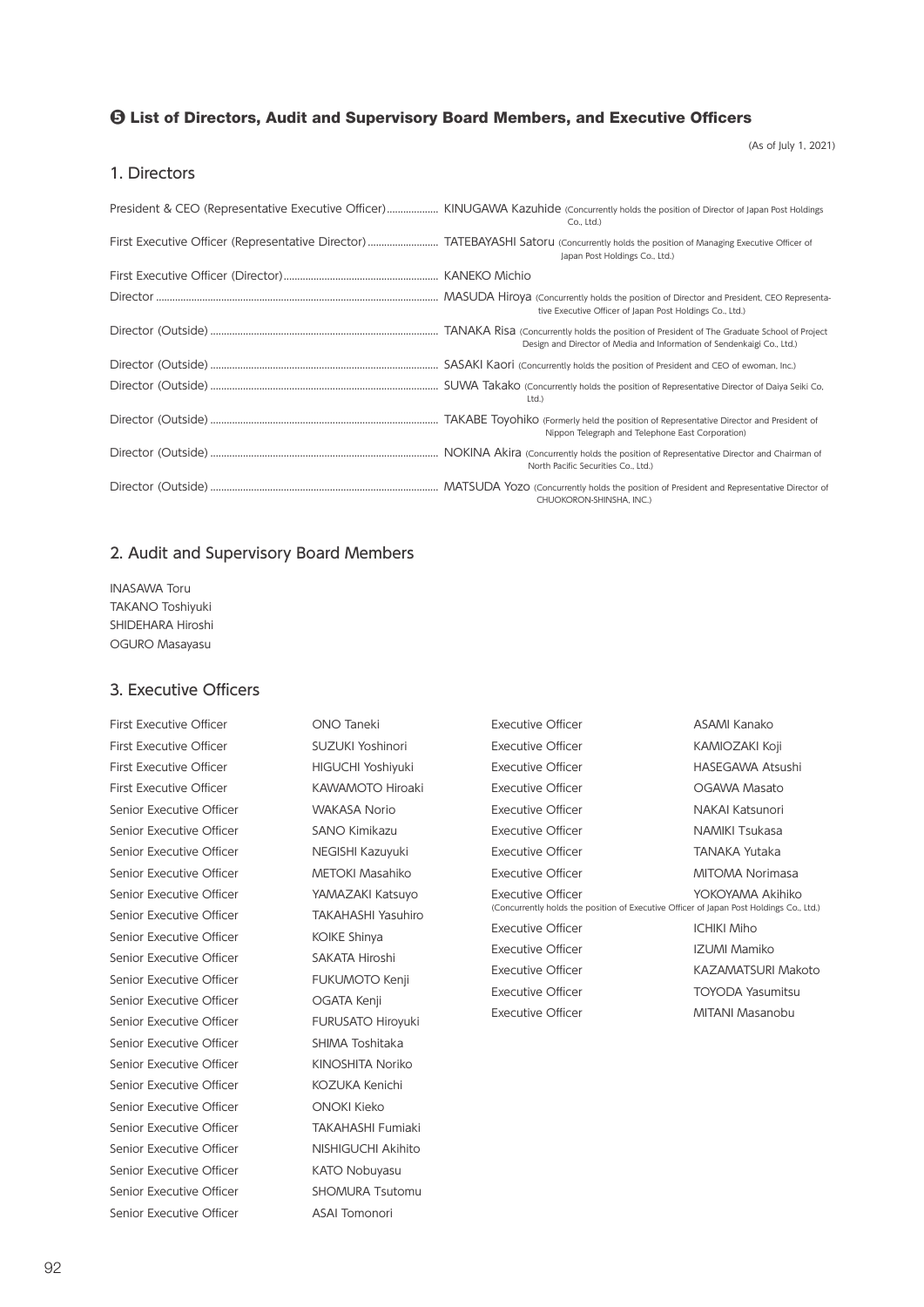## ❺ List of Directors, Audit and Supervisory Board Members, and Executive Officers

(As of July 1, 2021)

### 1. Directors

| Position | Name |
|---|---|
| President & CEO (Representative Executive Officer) | KINUGAWA Kazuhide (Concurrently holds the position of Director of Japan Post Holdings Co., Ltd.) |
| First Executive Officer (Representative Director) | TATEBAYASHI Satoru (Concurrently holds the position of Managing Executive Officer of Japan Post Holdings Co., Ltd.) |
| First Executive Officer (Director) | KANEKO Michio |
| Director | MASUDA Hiroya (Concurrently holds the position of Director and President, CEO Representative Executive Officer of Japan Post Holdings Co., Ltd.) |
| Director (Outside) | TANAKA Risa (Concurrently holds the position of President of The Graduate School of Project Design and Director of Media and Information of Sendenkaigi Co., Ltd.) |
| Director (Outside) | SASAKI Kaori (Concurrently holds the position of President and CEO of ewoman, Inc.) |
| Director (Outside) | SUWA Takako (Concurrently holds the position of Representative Director of Daiya Seiki Co, Ltd.) |
| Director (Outside) | TAKABE Toyohiko (Formerly held the position of Representative Director and President of Nippon Telegraph and Telephone East Corporation) |
| Director (Outside) | NOKINA Akira (Concurrently holds the position of Representative Director and Chairman of North Pacific Securities Co., Ltd.) |
| Director (Outside) | MATSUDA Yozo (Concurrently holds the position of President and Representative Director of CHUOKORON-SHINSHA, INC.) |

### 2. Audit and Supervisory Board Members

INASAWA Toru
TAKANO Toshiyuki
SHIDEHARA Hiroshi
OGURO Masayasu

### 3. Executive Officers

| Position | Name |
|---|---|
| First Executive Officer | ONO Taneki |
| First Executive Officer | SUZUKI Yoshinori |
| First Executive Officer | HIGUCHI Yoshiyuki |
| First Executive Officer | KAWAMOTO Hiroaki |
| Senior Executive Officer | WAKASA Norio |
| Senior Executive Officer | SANO Kimikazu |
| Senior Executive Officer | NEGISHI Kazuyuki |
| Senior Executive Officer | METOKI Masahiko |
| Senior Executive Officer | YAMAZAKI Katsuyo |
| Senior Executive Officer | TAKAHASHI Yasuhiro |
| Senior Executive Officer | KOIKE Shinya |
| Senior Executive Officer | SAKATA Hiroshi |
| Senior Executive Officer | FUKUMOTO Kenji |
| Senior Executive Officer | OGATA Kenji |
| Senior Executive Officer | FURUSATO Hiroyuki |
| Senior Executive Officer | SHIMA Toshitaka |
| Senior Executive Officer | KINOSHITA Noriko |
| Senior Executive Officer | KOZUKA Kenichi |
| Senior Executive Officer | ONOKI Kieko |
| Senior Executive Officer | TAKAHASHI Fumiaki |
| Senior Executive Officer | NISHIGUCHI Akihito |
| Senior Executive Officer | KATO Nobuyasu |
| Senior Executive Officer | SHOMURA Tsutomu |
| Senior Executive Officer | ASAI Tomonori |
| Executive Officer | ASAMI Kanako |
| Executive Officer | KAMIOZAKI Koji |
| Executive Officer | HASEGAWA Atsushi |
| Executive Officer | OGAWA Masato |
| Executive Officer | NAKAI Katsunori |
| Executive Officer | NAMIKI Tsukasa |
| Executive Officer | TANAKA Yutaka |
| Executive Officer | MITOMA Norimasa |
| Executive Officer | YOKOYAMA Akihiko (Concurrently holds the position of Executive Officer of Japan Post Holdings Co., Ltd.) |
| Executive Officer | ICHIKI Miho |
| Executive Officer | IZUMI Mamiko |
| Executive Officer | KAZAMATSURI Makoto |
| Executive Officer | TOYODA Yasumitsu |
| Executive Officer | MITANI Masanobu |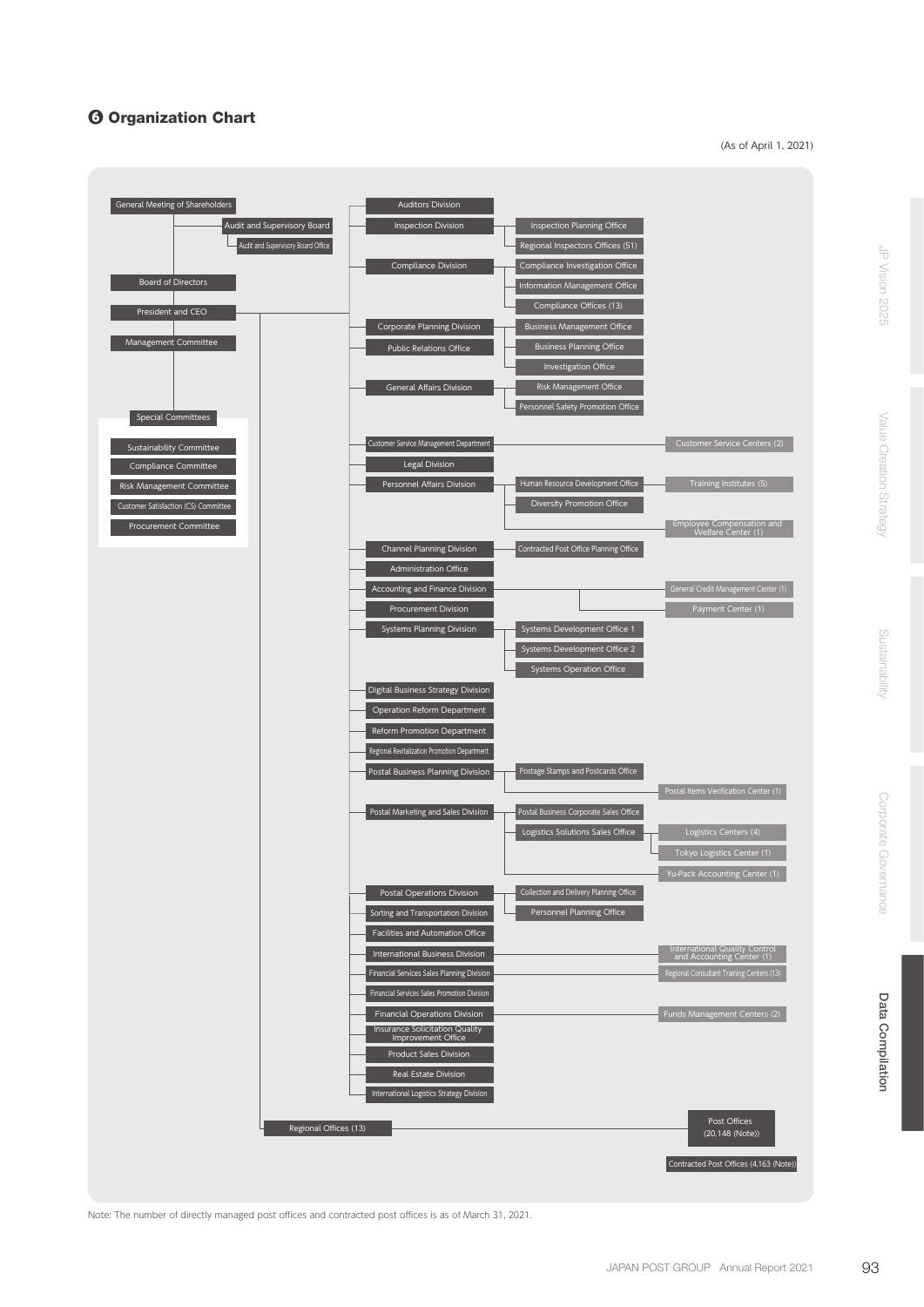## ❻ Organization Chart

(As of April 1, 2021)

- General Meeting of Shareholders
  - Audit and Supervisory Board
    - Audit and Supervisory Board Office
  - Board of Directors
  - President and CEO
  - Management Committee
  - Special Committees
    - Sustainability Committee
    - Compliance Committee
    - Risk Management Committee
    - Customer Satisfaction (CS) Committee
    - Procurement Committee

- Auditors Division
- Inspection Division
  - Inspection Planning Office
  - Regional Inspectors Offices (51)
- Compliance Division
  - Compliance Investigation Office
  - Information Management Office
  - Compliance Offices (13)
- Corporate Planning Division
  - Business Management Office
  - Business Planning Office
  - Investigation Office
- Public Relations Office
- General Affairs Division
  - Risk Management Office
  - Personnel Safety Promotion Office
- Customer Service Management Department
  - Customer Service Centers (2)
- Legal Division
- Personnel Affairs Division
  - Human Resource Development Office
    - Training Institutes (5)
  - Diversity Promotion Office
  - Employee Compensation and Welfare Center (1)
- Channel Planning Division
  - Contracted Post Office Planning Office
- Administration Office
- Accounting and Finance Division
  - General Credit Management Center (1)
  - Payment Center (1)
- Procurement Division
- Systems Planning Division
  - Systems Development Office 1
  - Systems Development Office 2
  - Systems Operation Office
- Digital Business Strategy Division
- Operation Reform Department
- Reform Promotion Department
- Regional Revitalization Promotion Department
- Postal Business Planning Division
  - Postage Stamps and Postcards Office
  - Postal Items Verification Center (1)
- Postal Marketing and Sales Division
  - Postal Business Corporate Sales Office
  - Logistics Solutions Sales Office
    - Logistics Centers (4)
    - Tokyo Logistics Center (1)
  - Yu-Pack Accounting Center (1)
- Postal Operations Division
  - Collection and Delivery Planning Office
  - Personnel Planning Office
- Sorting and Transportation Division
- Facilities and Automation Office
- International Business Division
  - International Quality Control and Accounting Center (1)
- Financial Services Sales Planning Division
  - Regional Consultant Training Centers (13)
- Financial Services Sales Promotion Division
- Financial Operations Division
  - Funds Management Centers (2)
- Insurance Solicitation Quality Improvement Office
- Product Sales Division
- Real Estate Division
- International Logistics Strategy Division

- Regional Offices (13)
  - Post Offices (20,148 (Note))
  - Contracted Post Offices (4,163 (Note))

Note: The number of directly managed post offices and contracted post offices is as of March 31, 2021.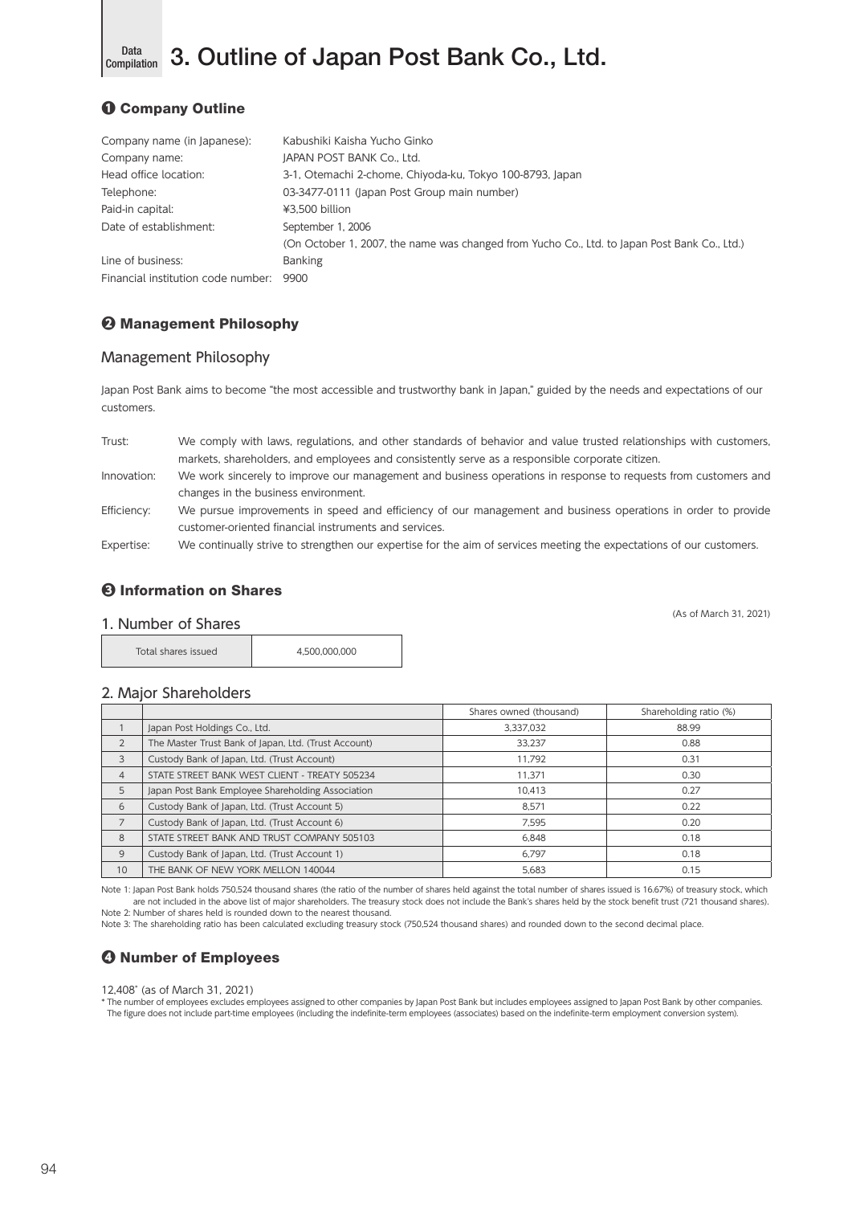Data Compilation

# 3. Outline of Japan Post Bank Co., Ltd.

## ❶ Company Outline

| | |
|---|---|
| Company name (in Japanese): | Kabushiki Kaisha Yucho Ginko |
| Company name: | JAPAN POST BANK Co., Ltd. |
| Head office location: | 3-1, Otemachi 2-chome, Chiyoda-ku, Tokyo 100-8793, Japan |
| Telephone: | 03-3477-0111 (Japan Post Group main number) |
| Paid-in capital: | ¥3,500 billion |
| Date of establishment: | September 1, 2006<br>(On October 1, 2007, the name was changed from Yucho Co., Ltd. to Japan Post Bank Co., Ltd.) |
| Line of business: | Banking |
| Financial institution code number: | 9900 |

## ❷ Management Philosophy

### Management Philosophy

Japan Post Bank aims to become "the most accessible and trustworthy bank in Japan," guided by the needs and expectations of our customers.

| | |
|---|---|
| Trust: | We comply with laws, regulations, and other standards of behavior and value trusted relationships with customers, markets, shareholders, and employees and consistently serve as a responsible corporate citizen. |
| Innovation: | We work sincerely to improve our management and business operations in response to requests from customers and changes in the business environment. |
| Efficiency: | We pursue improvements in speed and efficiency of our management and business operations in order to provide customer-oriented financial instruments and services. |
| Expertise: | We continually strive to strengthen our expertise for the aim of services meeting the expectations of our customers. |

## ❸ Information on Shares

(As of March 31, 2021)

### 1. Number of Shares

| Total shares issued | 4,500,000,000 |
|---|---|

### 2. Major Shareholders

| | | Shares owned (thousand) | Shareholding ratio (%) |
|---|---|---|---|
| 1 | Japan Post Holdings Co., Ltd. | 3,337,032 | 88.99 |
| 2 | The Master Trust Bank of Japan, Ltd. (Trust Account) | 33,237 | 0.88 |
| 3 | Custody Bank of Japan, Ltd. (Trust Account) | 11,792 | 0.31 |
| 4 | STATE STREET BANK WEST CLIENT - TREATY 505234 | 11,371 | 0.30 |
| 5 | Japan Post Bank Employee Shareholding Association | 10,413 | 0.27 |
| 6 | Custody Bank of Japan, Ltd. (Trust Account 5) | 8,571 | 0.22 |
| 7 | Custody Bank of Japan, Ltd. (Trust Account 6) | 7,595 | 0.20 |
| 8 | STATE STREET BANK AND TRUST COMPANY 505103 | 6,848 | 0.18 |
| 9 | Custody Bank of Japan, Ltd. (Trust Account 1) | 6,797 | 0.18 |
| 10 | THE BANK OF NEW YORK MELLON 140044 | 5,683 | 0.15 |

Note 1: Japan Post Bank holds 750,524 thousand shares (the ratio of the number of shares held against the total number of shares issued is 16.67%) of treasury stock, which are not included in the above list of major shareholders. The treasury stock does not include the Bank's shares held by the stock benefit trust (721 thousand shares).
Note 2: Number of shares held is rounded down to the nearest thousand.
Note 3: The shareholding ratio has been calculated excluding treasury stock (750,524 thousand shares) and rounded down to the second decimal place.

## ❹ Number of Employees

12,408* (as of March 31, 2021)

\* The number of employees excludes employees assigned to other companies by Japan Post Bank but includes employees assigned to Japan Post Bank by other companies. The figure does not include part-time employees (including the indefinite-term employees (associates) based on the indefinite-term employment conversion system).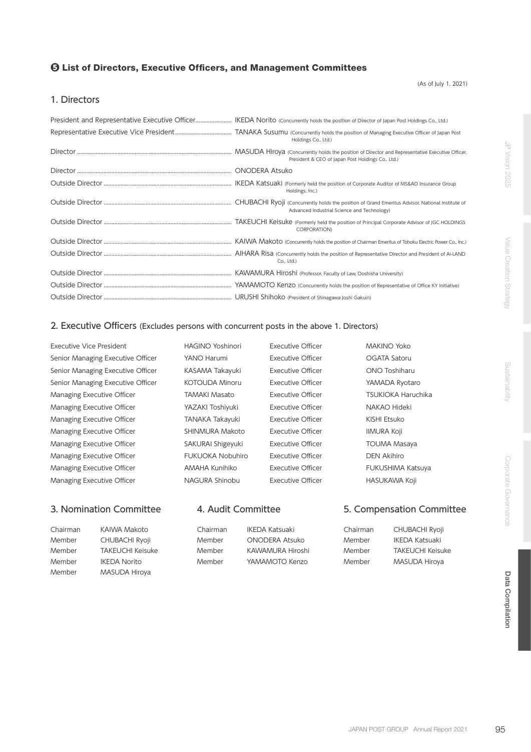## ❺ List of Directors, Executive Officers, and Management Committees

(As of July 1, 2021)

### 1. Directors

| Position | Name |
|---|---|
| President and Representative Executive Officer | IKEDA Norito (Concurrently holds the position of Director of Japan Post Holdings Co., Ltd.) |
| Representative Executive Vice President | TANAKA Susumu (Concurrently holds the position of Managing Executive Officer of Japan Post Holdings Co., Ltd.) |
| Director | MASUDA Hiroya (Concurrently holds the position of Director and Representative Executive Officer, President & CEO of Japan Post Holdings Co., Ltd.) |
| Director | ONODERA Atsuko |
| Outside Director | IKEDA Katsuaki (Formerly held the position of Corporate Auditor of MS&AD Insurance Group Holdings, Inc.) |
| Outside Director | CHUBACHI Ryoji (Concurrently holds the position of Grand Emeritus Advisor, National Institute of Advanced Industrial Science and Technology) |
| Outside Director | TAKEUCHI Keisuke (Formerly held the position of Principal Corporate Advisor of JGC HOLDINGS CORPORATION) |
| Outside Director | KAIWA Makoto (Concurrently holds the position of Chairman Emeritus of Tohoku Electric Power Co., Inc.) |
| Outside Director | AIHARA Risa (Concurrently holds the position of Representative Director and President of Ai-LAND Co., Ltd.) |
| Outside Director | KAWAMURA Hiroshi (Professor, Faculty of Law, Doshisha University) |
| Outside Director | YAMAMOTO Kenzo (Concurrently holds the position of Representative of Office KY Initiative) |
| Outside Director | URUSHI Shihoko (President of Shinagawa Joshi Gakuin) |

### 2. Executive Officers (Excludes persons with concurrent posts in the above 1. Directors)

| Position | Name | Position | Name |
|---|---|---|---|
| Executive Vice President | HAGINO Yoshinori | Executive Officer | MAKINO Yoko |
| Senior Managing Executive Officer | YANO Harumi | Executive Officer | OGATA Satoru |
| Senior Managing Executive Officer | KASAMA Takayuki | Executive Officer | ONO Toshiharu |
| Senior Managing Executive Officer | KOTOUDA Minoru | Executive Officer | YAMADA Ryotaro |
| Managing Executive Officer | TAMAKI Masato | Executive Officer | TSUKIOKA Haruchika |
| Managing Executive Officer | YAZAKI Toshiyuki | Executive Officer | NAKAO Hideki |
| Managing Executive Officer | TANAKA Takayuki | Executive Officer | KISHI Etsuko |
| Managing Executive Officer | SHINMURA Makoto | Executive Officer | IIMURA Koji |
| Managing Executive Officer | SAKURAI Shigeyuki | Executive Officer | TOUMA Masaya |
| Managing Executive Officer | FUKUOKA Nobuhiro | Executive Officer | DEN Akihiro |
| Managing Executive Officer | AMAHA Kunihiko | Executive Officer | FUKUSHIMA Katsuya |
| Managing Executive Officer | NAGURA Shinobu | Executive Officer | HASUKAWA Koji |

### 3. Nomination Committee

| | |
|---|---|
| Chairman | KAIWA Makoto |
| Member | CHUBACHI Ryoji |
| Member | TAKEUCHI Keisuke |
| Member | IKEDA Norito |
| Member | MASUDA Hiroya |

### 4. Audit Committee

| | |
|---|---|
| Chairman | IKEDA Katsuaki |
| Member | ONODERA Atsuko |
| Member | KAWAMURA Hiroshi |
| Member | YAMAMOTO Kenzo |

### 5. Compensation Committee

| | |
|---|---|
| Chairman | CHUBACHI Ryoji |
| Member | IKEDA Katsuaki |
| Member | TAKEUCHI Keisuke |
| Member | MASUDA Hiroya |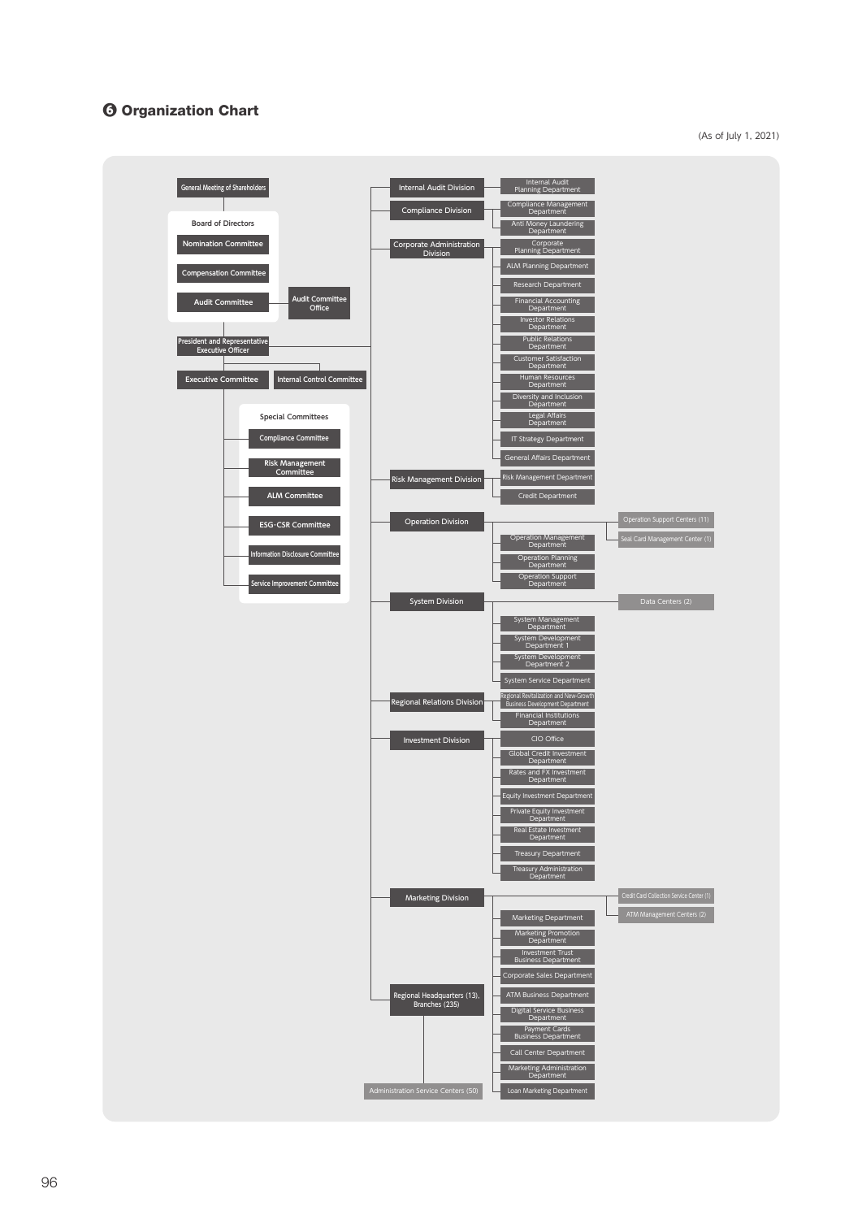## ❻ Organization Chart

(As of July 1, 2021)

- General Meeting of Shareholders
  - Board of Directors
    - Nomination Committee
    - Compensation Committee
    - Audit Committee
      - Audit Committee Office
  - President and Representative Executive Officer
    - Executive Committee
      - Special Committees
        - Compliance Committee
        - Risk Management Committee
        - ALM Committee
        - ESG·CSR Committee
        - Information Disclosure Committee
        - Service Improvement Committee
    - Internal Control Committee
    - Internal Audit Division
      - Internal Audit Planning Department
    - Compliance Division
      - Compliance Management Department
      - Anti Money Laundering Department
    - Corporate Administration Division
      - Corporate Planning Department
      - ALM Planning Department
      - Research Department
      - Financial Accounting Department
      - Investor Relations Department
      - Public Relations Department
      - Customer Satisfaction Department
      - Human Resources Department
      - Diversity and Inclusion Department
      - Legal Affairs Department
      - IT Strategy Department
      - General Affairs Department
    - Risk Management Division
      - Risk Management Department
      - Credit Department
    - Operation Division
      - Operation Support Centers (11)
      - Seal Card Management Center (1)
      - Operation Management Department
      - Operation Planning Department
      - Operation Support Department
    - System Division
      - Data Centers (2)
      - System Management Department
      - System Development Department 1
      - System Development Department 2
      - System Service Department
    - Regional Relations Division
      - Regional Revitalization and New-Growth Business Development Department
      - Financial Institutions Department
    - Investment Division
      - CIO Office
      - Global Credit Investment Department
      - Rates and FX Investment Department
      - Equity Investment Department
      - Private Equity Investment Department
      - Real Estate Investment Department
      - Treasury Department
      - Treasury Administration Department
    - Marketing Division
      - Credit Card Collection Service Center (1)
      - ATM Management Centers (2)
      - Marketing Department
      - Marketing Promotion Department
      - Investment Trust Business Department
      - Corporate Sales Department
      - ATM Business Department
      - Digital Service Business Department
      - Payment Cards Business Department
      - Call Center Department
      - Marketing Administration Department
      - Loan Marketing Department
    - Regional Headquarters (13), Branches (235)
      - Administration Service Centers (50)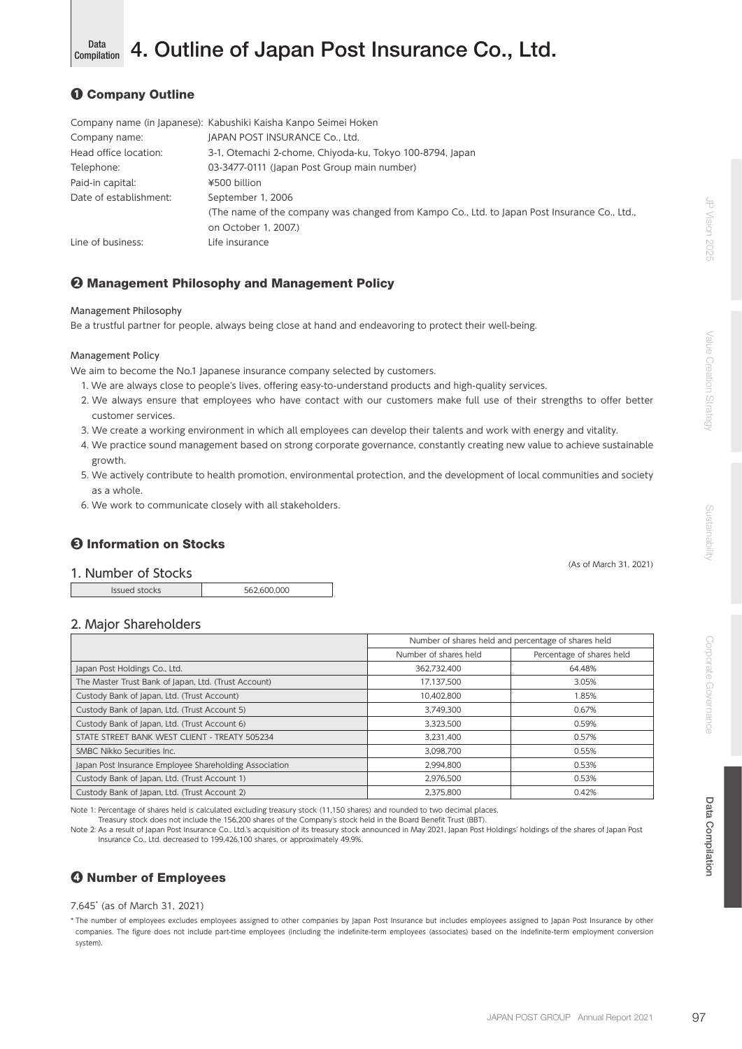# Data Compilation 4. Outline of Japan Post Insurance Co., Ltd.

## ❶ Company Outline

Company name (in Japanese): Kabushiki Kaisha Kanpo Seimei Hoken
Company name: JAPAN POST INSURANCE Co., Ltd.
Head office location: 3-1, Otemachi 2-chome, Chiyoda-ku, Tokyo 100-8794, Japan
Telephone: 03-3477-0111 (Japan Post Group main number)
Paid-in capital: ¥500 billion
Date of establishment: September 1, 2006
(The name of the company was changed from Kampo Co., Ltd. to Japan Post Insurance Co., Ltd., on October 1, 2007.)
Line of business: Life insurance

## ❷ Management Philosophy and Management Policy

**Management Philosophy**

Be a trustful partner for people, always being close at hand and endeavoring to protect their well-being.

**Management Policy**

We aim to become the No.1 Japanese insurance company selected by customers.

1. We are always close to people's lives, offering easy-to-understand products and high-quality services.
2. We always ensure that employees who have contact with our customers make full use of their strengths to offer better customer services.
3. We create a working environment in which all employees can develop their talents and work with energy and vitality.
4. We practice sound management based on strong corporate governance, constantly creating new value to achieve sustainable growth.
5. We actively contribute to health promotion, environmental protection, and the development of local communities and society as a whole.
6. We work to communicate closely with all stakeholders.

## ❸ Information on Stocks

(As of March 31, 2021)

### 1. Number of Stocks

| Issued stocks | 562,600,000 |
|---|---|

### 2. Major Shareholders

| | Number of shares held and percentage of shares held | |
|---|---|---|
| | Number of shares held | Percentage of shares held |
| Japan Post Holdings Co., Ltd. | 362,732,400 | 64.48% |
| The Master Trust Bank of Japan, Ltd. (Trust Account) | 17,137,500 | 3.05% |
| Custody Bank of Japan, Ltd. (Trust Account) | 10,402,800 | 1.85% |
| Custody Bank of Japan, Ltd. (Trust Account 5) | 3,749,300 | 0.67% |
| Custody Bank of Japan, Ltd. (Trust Account 6) | 3,323,500 | 0.59% |
| STATE STREET BANK WEST CLIENT - TREATY 505234 | 3,231,400 | 0.57% |
| SMBC Nikko Securities Inc. | 3,098,700 | 0.55% |
| Japan Post Insurance Employee Shareholding Association | 2,994,800 | 0.53% |
| Custody Bank of Japan, Ltd. (Trust Account 1) | 2,976,500 | 0.53% |
| Custody Bank of Japan, Ltd. (Trust Account 2) | 2,375,800 | 0.42% |

Note 1: Percentage of shares held is calculated excluding treasury stock (11,150 shares) and rounded to two decimal places.
Treasury stock does not include the 156,200 shares of the Company's stock held in the Board Benefit Trust (BBT).
Note 2: As a result of Japan Post Insurance Co., Ltd.'s acquisition of its treasury stock announced in May 2021, Japan Post Holdings' holdings of the shares of Japan Post Insurance Co., Ltd. decreased to 199,426,100 shares, or approximately 49.9%.

## ❹ Number of Employees

7,645* (as of March 31, 2021)

* The number of employees excludes employees assigned to other companies by Japan Post Insurance but includes employees assigned to Japan Post Insurance by other companies. The figure does not include part-time employees (including the indefinite-term employees (associates) based on the indefinite-term employment conversion system).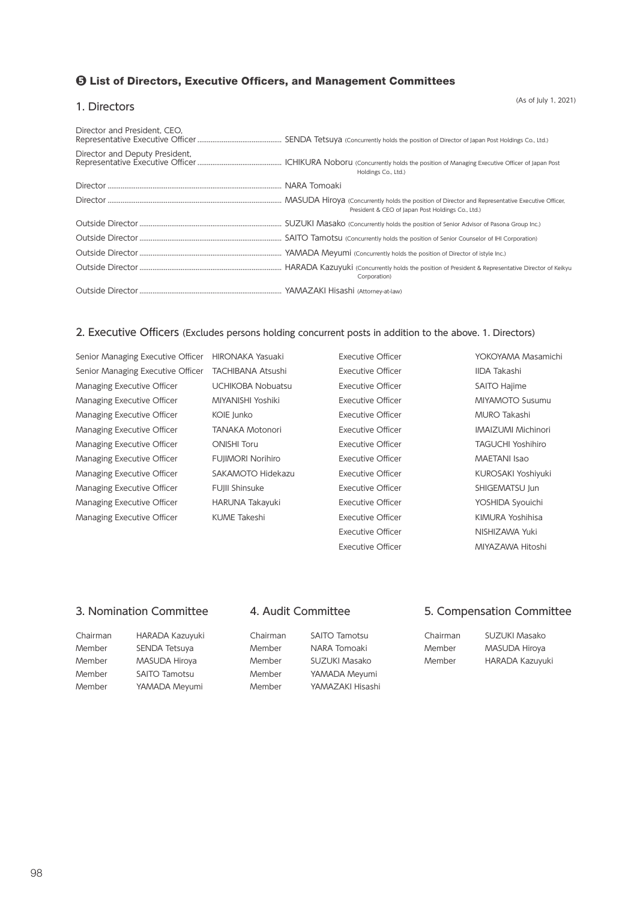## ❺ List of Directors, Executive Officers, and Management Committees

### 1. Directors

(As of July 1, 2021)

| Position | Name |
| --- | --- |
| Director and President, CEO, Representative Executive Officer | SENDA Tetsuya (Concurrently holds the position of Director of Japan Post Holdings Co., Ltd.) |
| Director and Deputy President, Representative Executive Officer | ICHIKURA Noboru (Concurrently holds the position of Managing Executive Officer of Japan Post Holdings Co., Ltd.) |
| Director | NARA Tomoaki |
| Director | MASUDA Hiroya (Concurrently holds the position of Director and Representative Executive Officer, President & CEO of Japan Post Holdings Co., Ltd.) |
| Outside Director | SUZUKI Masako (Concurrently holds the position of Senior Advisor of Pasona Group Inc.) |
| Outside Director | SAITO Tamotsu (Concurrently holds the position of Senior Counselor of IHI Corporation) |
| Outside Director | YAMADA Meyumi (Concurrently holds the position of Director of istyle Inc.) |
| Outside Director | HARADA Kazuyuki (Concurrently holds the position of President & Representative Director of Keikyu Corporation) |
| Outside Director | YAMAZAKI Hisashi (Attorney-at-law) |

### 2. Executive Officers (Excludes persons holding concurrent posts in addition to the above. 1. Directors)

| Position | Name | Position | Name |
| --- | --- | --- | --- |
| Senior Managing Executive Officer | HIRONAKA Yasuaki | Executive Officer | YOKOYAMA Masamichi |
| Senior Managing Executive Officer | TACHIBANA Atsushi | Executive Officer | IIDA Takashi |
| Managing Executive Officer | UCHIKOBA Nobuatsu | Executive Officer | SAITO Hajime |
| Managing Executive Officer | MIYANISHI Yoshiki | Executive Officer | MIYAMOTO Susumu |
| Managing Executive Officer | KOIE Junko | Executive Officer | MURO Takashi |
| Managing Executive Officer | TANAKA Motonori | Executive Officer | IMAIZUMI Michinori |
| Managing Executive Officer | ONISHI Toru | Executive Officer | TAGUCHI Yoshihiro |
| Managing Executive Officer | FUJIMORI Norihiro | Executive Officer | MAETANI Isao |
| Managing Executive Officer | SAKAMOTO Hidekazu | Executive Officer | KUROSAKI Yoshiyuki |
| Managing Executive Officer | FUJII Shinsuke | Executive Officer | SHIGEMATSU Jun |
| Managing Executive Officer | HARUNA Takayuki | Executive Officer | YOSHIDA Syouichi |
| Managing Executive Officer | KUME Takeshi | Executive Officer | KIMURA Yoshihisa |
| | | Executive Officer | NISHIZAWA Yuki |
| | | Executive Officer | MIYAZAWA Hitoshi |

### 3. Nomination Committee

| Position | Name |
| --- | --- |
| Chairman | HARADA Kazuyuki |
| Member | SENDA Tetsuya |
| Member | MASUDA Hiroya |
| Member | SAITO Tamotsu |
| Member | YAMADA Meyumi |

### 4. Audit Committee

| Position | Name |
| --- | --- |
| Chairman | SAITO Tamotsu |
| Member | NARA Tomoaki |
| Member | SUZUKI Masako |
| Member | YAMADA Meyumi |
| Member | YAMAZAKI Hisashi |

### 5. Compensation Committee

| Position | Name |
| --- | --- |
| Chairman | SUZUKI Masako |
| Member | MASUDA Hiroya |
| Member | HARADA Kazuyuki |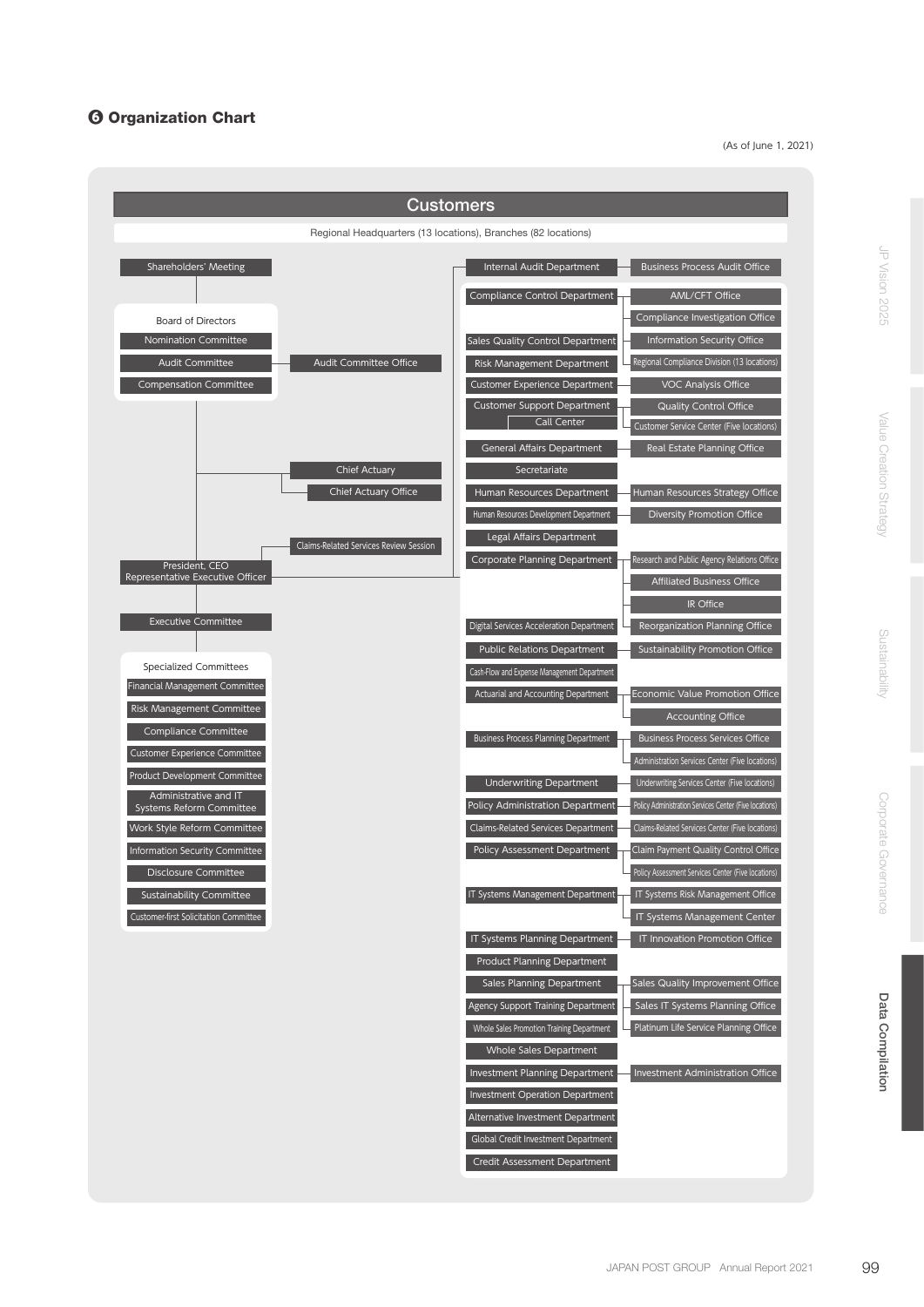## ❻ Organization Chart

(As of June 1, 2021)

**Customers**

Regional Headquarters (13 locations), Branches (82 locations)

- Shareholders' Meeting
- Board of Directors
  - Nomination Committee
  - Audit Committee — Audit Committee Office
  - Compensation Committee
- Chief Actuary
  - Chief Actuary Office
- Claims-Related Services Review Session
- President, CEO Representative Executive Officer
- Executive Committee
- Specialized Committees
  - Financial Management Committee
  - Risk Management Committee
  - Compliance Committee
  - Customer Experience Committee
  - Product Development Committee
  - Administrative and IT Systems Reform Committee
  - Work Style Reform Committee
  - Information Security Committee
  - Disclosure Committee
  - Sustainability Committee
  - Customer-first Solicitation Committee

| Department | Office |
|---|---|
| Internal Audit Department | Business Process Audit Office |
| Compliance Control Department | AML/CFT Office |
| | Compliance Investigation Office |
| Sales Quality Control Department | Information Security Office |
| Risk Management Department | Regional Compliance Division (13 locations) |
| Customer Experience Department | VOC Analysis Office |
| Customer Support Department | Quality Control Office |
| Call Center | Customer Service Center (Five locations) |
| General Affairs Department | Real Estate Planning Office |
| Secretariate | |
| Human Resources Department | Human Resources Strategy Office |
| Human Resources Development Department | Diversity Promotion Office |
| Legal Affairs Department | |
| Corporate Planning Department | Research and Public Agency Relations Office |
| | Affiliated Business Office |
| | IR Office |
| Digital Services Acceleration Department | Reorganization Planning Office |
| Public Relations Department | Sustainability Promotion Office |
| Cash-Flow and Expense Management Department | |
| Actuarial and Accounting Department | Economic Value Promotion Office |
| | Accounting Office |
| Business Process Planning Department | Business Process Services Office |
| | Administration Services Center (Five locations) |
| Underwriting Department | Underwriting Services Center (Five locations) |
| Policy Administration Department | Policy Administration Services Center (Five locations) |
| Claims-Related Services Department | Claims-Related Services Center (Five locations) |
| Policy Assessment Department | Claim Payment Quality Control Office |
| | Policy Assessment Services Center (Five locations) |
| IT Systems Management Department | IT Systems Risk Management Office |
| | IT Systems Management Center |
| IT Systems Planning Department | IT Innovation Promotion Office |
| Product Planning Department | |
| Sales Planning Department | Sales Quality Improvement Office |
| Agency Support Training Department | Sales IT Systems Planning Office |
| Whole Sales Promotion Training Department | Platinum Life Service Planning Office |
| Whole Sales Department | |
| Investment Planning Department | Investment Administration Office |
| Investment Operation Department | |
| Alternative Investment Department | |
| Global Credit Investment Department | |
| Credit Assessment Department | |